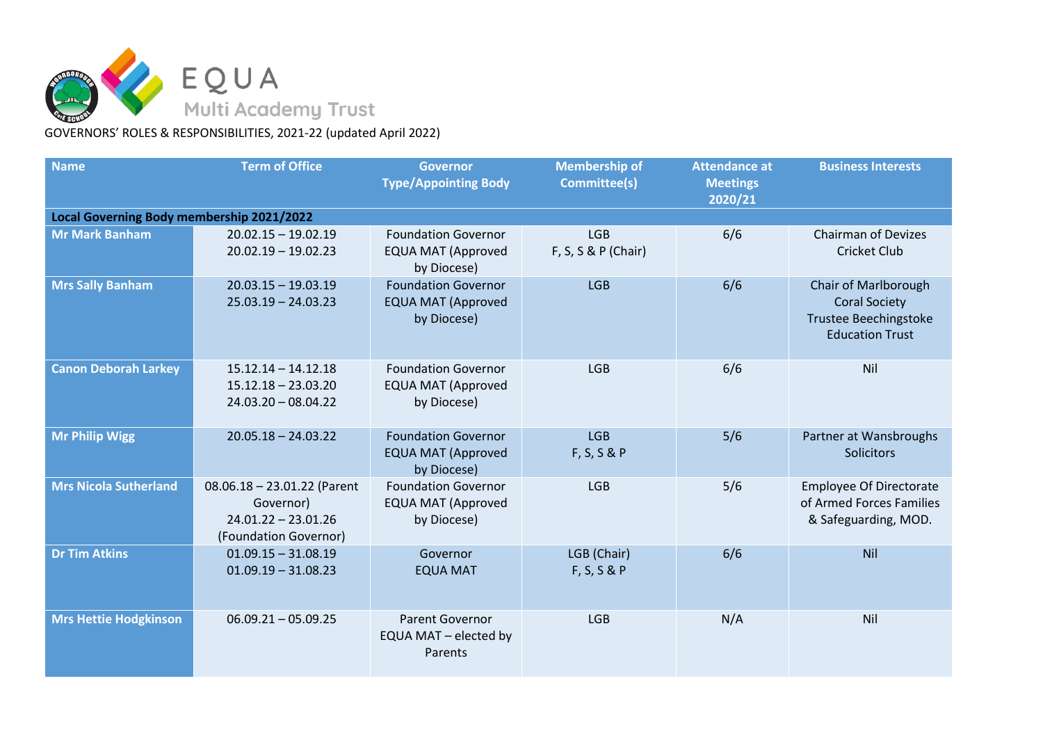EQUA

Multi Academy Trust

GOVERNORS' ROLES & RESPONSIBILITIES, 2021-22 (updated April 2022)

| Name | Term of Office | Governor Type/Appointing Body | Membership of Committee(s) | Attendance at Meetings 2020/21 | Business Interests |
|---|---|---|---|---|---|
| **Local Governing Body membership 2021/2022** | | | | | |
| **Mr Mark Banham** | 20.02.15 – 19.02.19<br>20.02.19 – 19.02.23 | Foundation Governor EQUA MAT (Approved by Diocese) | LGB<br>F, S, S & P (Chair) | 6/6 | Chairman of Devizes Cricket Club |
| **Mrs Sally Banham** | 20.03.15 – 19.03.19<br>25.03.19 – 24.03.23 | Foundation Governor EQUA MAT (Approved by Diocese) | LGB | 6/6 | Chair of Marlborough Coral Society<br>Trustee Beechingstoke Education Trust |
| **Canon Deborah Larkey** | 15.12.14 – 14.12.18<br>15.12.18 – 23.03.20<br>24.03.20 – 08.04.22 | Foundation Governor EQUA MAT (Approved by Diocese) | LGB | 6/6 | Nil |
| **Mr Philip Wigg** | 20.05.18 – 24.03.22 | Foundation Governor EQUA MAT (Approved by Diocese) | LGB<br>F, S, S & P | 5/6 | Partner at Wansbroughs Solicitors |
| **Mrs Nicola Sutherland** | 08.06.18 – 23.01.22 (Parent Governor)<br>24.01.22 – 23.01.26 (Foundation Governor) | Foundation Governor EQUA MAT (Approved by Diocese) | LGB | 5/6 | Employee Of Directorate of Armed Forces Families & Safeguarding, MOD. |
| **Dr Tim Atkins** | 01.09.15 – 31.08.19<br>01.09.19 – 31.08.23 | Governor EQUA MAT | LGB (Chair)<br>F, S, S & P | 6/6 | Nil |
| **Mrs Hettie Hodgkinson** | 06.09.21 – 05.09.25 | Parent Governor EQUA MAT – elected by Parents | LGB | N/A | Nil |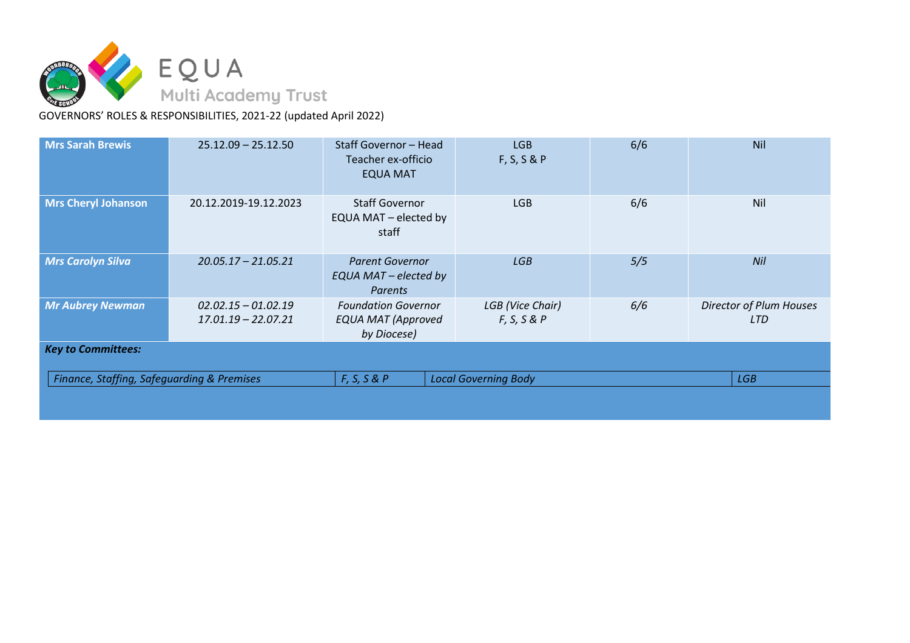EQUA

Multi Academy Trust

GOVERNORS' ROLES & RESPONSIBILITIES, 2021-22 (updated April 2022)

| | | | | | |
|---|---|---|---|---|---|
| **Mrs Sarah Brewis** | 25.12.09 – 25.12.50 | Staff Governor – Head Teacher ex-officio EQUA MAT | LGB F, S, S & P | 6/6 | Nil |
| **Mrs Cheryl Johanson** | 20.12.2019-19.12.2023 | Staff Governor EQUA MAT – elected by staff | LGB | 6/6 | Nil |
| ***Mrs Carolyn Silva*** | *20.05.17 – 21.05.21* | *Parent Governor EQUA MAT – elected by Parents* | *LGB* | *5/5* | *Nil* |
| ***Mr Aubrey Newman*** | *02.02.15 – 01.02.19 17.01.19 – 22.07.21* | *Foundation Governor EQUA MAT (Approved by Diocese)* | *LGB (Vice Chair) F, S, S & P* | *6/6* | *Director of Plum Houses LTD* |

***Key to Committees:***

| | | | |
|---|---|---|---|
| *Finance, Staffing, Safeguarding & Premises* | *F, S, S & P* | *Local Governing Body* | *LGB* |